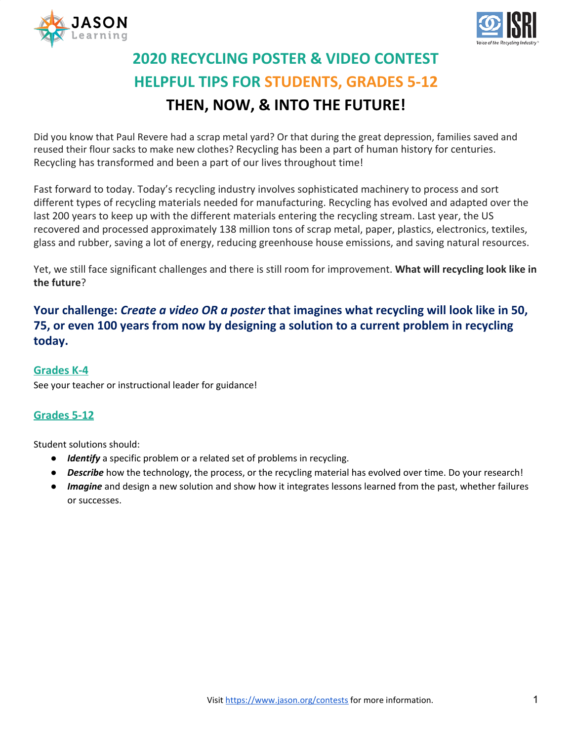# 2020 RECYCLING POSTER & VIDEO CONTEST

## HELPFUL TIPS FOR STUDENTS, GRADES 5-12

## THEN, NOW, & INTO THE FUTURE!

Did you know that Paul Revere had a scrap metal yard? Or that during the great depression, families saved and reused their flour sacks to make new clothes? Recycling has been a part of human history for centuries. Recycling has transformed and been a part of our lives throughout time!

Fast forward to today. Today's recycling industry involves sophisticated machinery to process and sort different types of recycling materials needed for manufacturing. Recycling has evolved and adapted over the last 200 years to keep up with the different materials entering the recycling stream. Last year, the US recovered and processed approximately 138 million tons of scrap metal, paper, plastics, electronics, textiles, glass and rubber, saving a lot of energy, reducing greenhouse house emissions, and saving natural resources.

Yet, we still face significant challenges and there is still room for improvement. **What will recycling look like in the future**?

### Your challenge: ***Create a video OR a poster*** that imagines what recycling will look like in 50, 75, or even 100 years from now by designing a solution to a current problem in recycling today.

### Grades K-4

See your teacher or instructional leader for guidance!

### Grades 5-12

Student solutions should:

- ***Identify*** a specific problem or a related set of problems in recycling.
- ***Describe*** how the technology, the process, or the recycling material has evolved over time. Do your research!
- ***Imagine*** and design a new solution and show how it integrates lessons learned from the past, whether failures or successes.

Visit https://www.jason.org/contests for more information.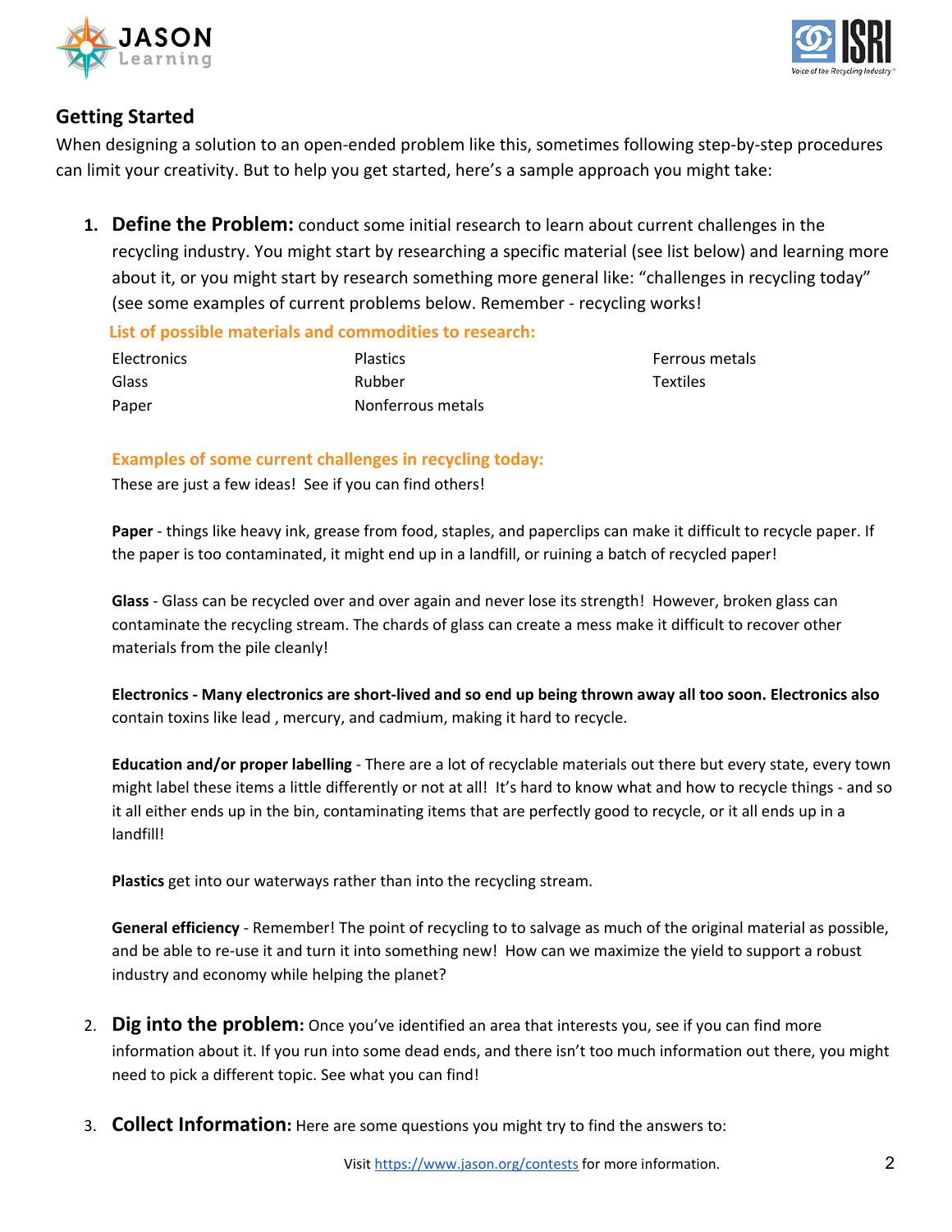## Getting Started

When designing a solution to an open-ended problem like this, sometimes following step-by-step procedures can limit your creativity. But to help you get started, here's a sample approach you might take:

1. **Define the Problem:** conduct some initial research to learn about current challenges in the recycling industry. You might start by researching a specific material (see list below) and learning more about it, or you might start by research something more general like: "challenges in recycling today" (see some examples of current problems below. Remember - recycling works!

   **List of possible materials and commodities to research:**

   | | | |
   |---|---|---|
   | Electronics | Plastics | Ferrous metals |
   | Glass | Rubber | Textiles |
   | Paper | Nonferrous metals | |

   **Examples of some current challenges in recycling today:**

   These are just a few ideas! See if you can find others!

   **Paper** - things like heavy ink, grease from food, staples, and paperclips can make it difficult to recycle paper. If the paper is too contaminated, it might end up in a landfill, or ruining a batch of recycled paper!

   **Glass** - Glass can be recycled over and over again and never lose its strength! However, broken glass can contaminate the recycling stream. The chards of glass can create a mess make it difficult to recover other materials from the pile cleanly!

   **Electronics - Many electronics are short-lived and so end up being thrown away all too soon. Electronics also** contain toxins like lead , mercury, and cadmium, making it hard to recycle.

   **Education and/or proper labelling** - There are a lot of recyclable materials out there but every state, every town might label these items a little differently or not at all! It's hard to know what and how to recycle things - and so it all either ends up in the bin, contaminating items that are perfectly good to recycle, or it all ends up in a landfill!

   **Plastics** get into our waterways rather than into the recycling stream.

   **General efficiency** - Remember! The point of recycling to to salvage as much of the original material as possible, and be able to re-use it and turn it into something new! How can we maximize the yield to support a robust industry and economy while helping the planet?

2. **Dig into the problem:** Once you've identified an area that interests you, see if you can find more information about it. If you run into some dead ends, and there isn't too much information out there, you might need to pick a different topic. See what you can find!

3. **Collect Information:** Here are some questions you might try to find the answers to: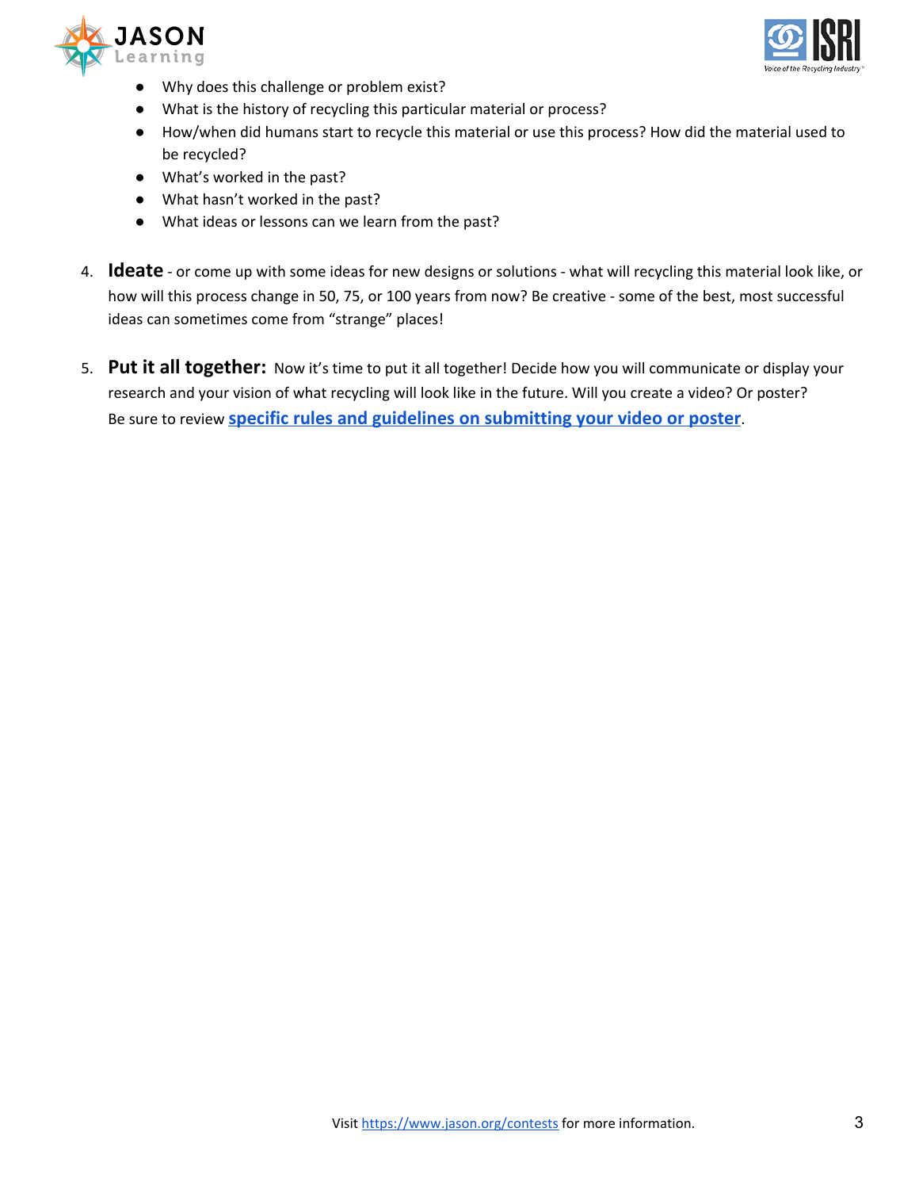- Why does this challenge or problem exist?
- What is the history of recycling this particular material or process?
- How/when did humans start to recycle this material or use this process? How did the material used to be recycled?
- What's worked in the past?
- What hasn't worked in the past?
- What ideas or lessons can we learn from the past?

4. **Ideate** - or come up with some ideas for new designs or solutions - what will recycling this material look like, or how will this process change in 50, 75, or 100 years from now? Be creative - some of the best, most successful ideas can sometimes come from "strange" places!

5. **Put it all together:** Now it's time to put it all together! Decide how you will communicate or display your research and your vision of what recycling will look like in the future. Will you create a video? Or poster? Be sure to review **specific rules and guidelines on submitting your video or poster**.

Visit https://www.jason.org/contests for more information.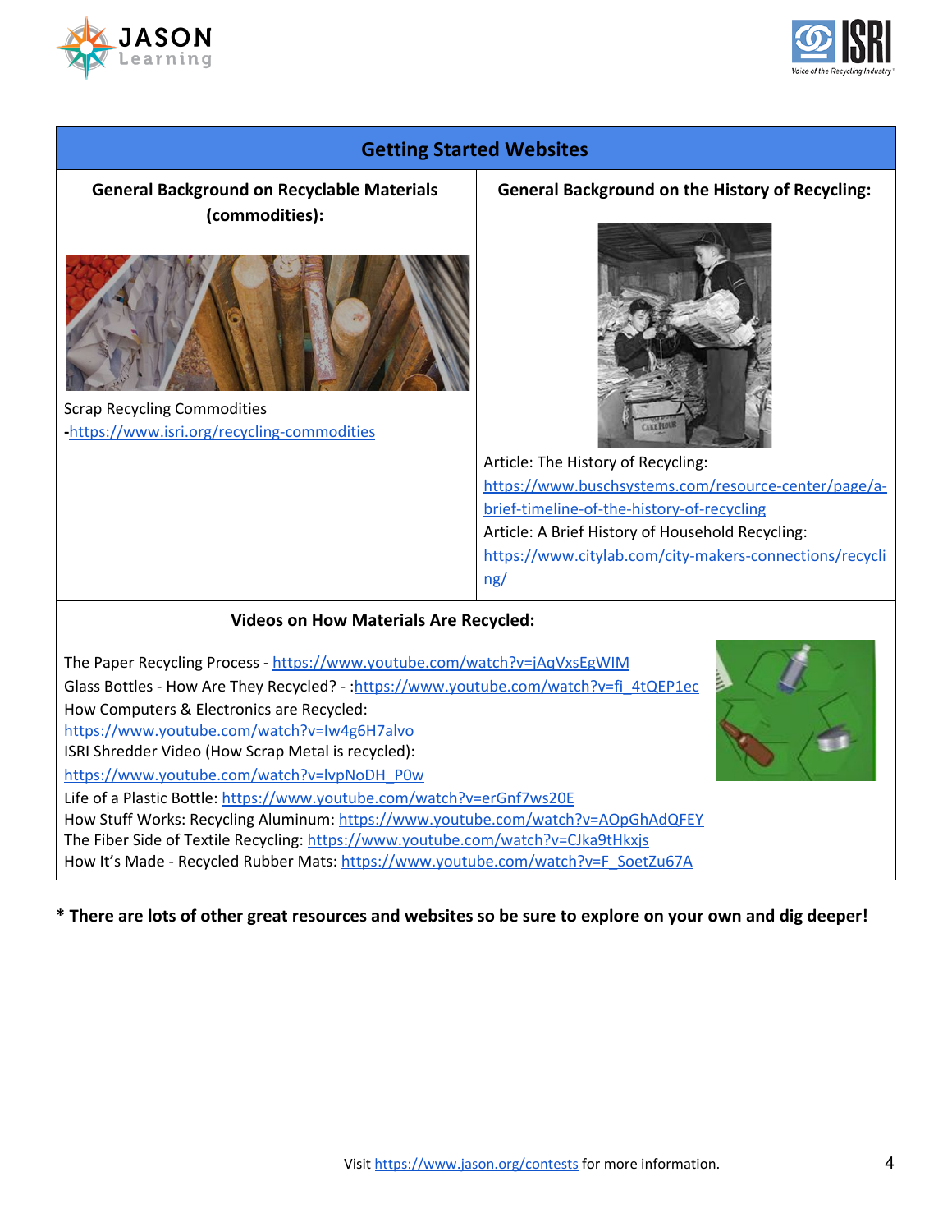## Getting Started Websites

**General Background on Recyclable Materials (commodities):**

Scrap Recycling Commodities -https://www.isri.org/recycling-commodities

**General Background on the History of Recycling:**

Article: The History of Recycling: https://www.buschsystems.com/resource-center/page/a-brief-timeline-of-the-history-of-recycling

Article: A Brief History of Household Recycling: https://www.citylab.com/city-makers-connections/recycling/

**Videos on How Materials Are Recycled:**

The Paper Recycling Process - https://www.youtube.com/watch?v=jAqVxsEgWIM
Glass Bottles - How Are They Recycled? - :https://www.youtube.com/watch?v=fi_4tQEP1ec
How Computers & Electronics are Recycled: https://www.youtube.com/watch?v=Iw4g6H7alvo
ISRI Shredder Video (How Scrap Metal is recycled): https://www.youtube.com/watch?v=lvpNoDH_P0w
Life of a Plastic Bottle: https://www.youtube.com/watch?v=erGnf7ws20E
How Stuff Works: Recycling Aluminum: https://www.youtube.com/watch?v=AOpGhAdQFEY
The Fiber Side of Textile Recycling: https://www.youtube.com/watch?v=CJka9tHkxjs
How It's Made - Recycled Rubber Mats: https://www.youtube.com/watch?v=F_SoetZu67A

**\* There are lots of other great resources and websites so be sure to explore on your own and dig deeper!**

Visit https://www.jason.org/contests for more information.